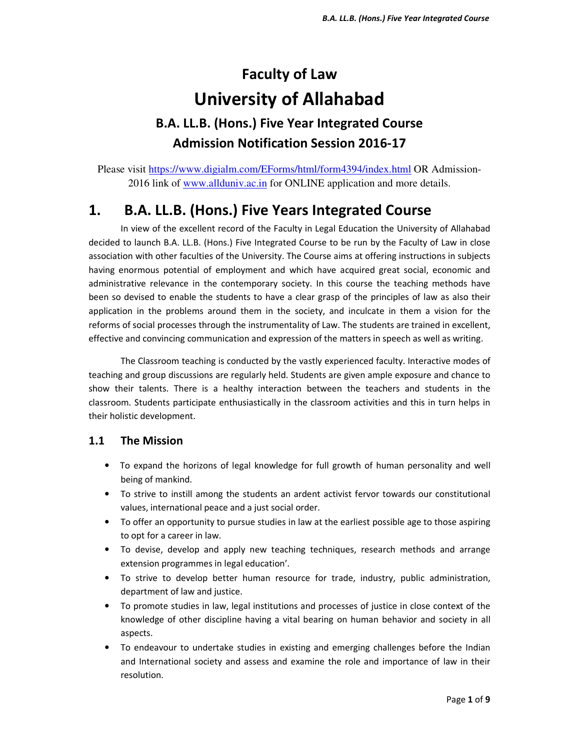# Faculty of Law

# University of Allahabad

## B.A. LL.B. (Hons.) Five Year Integrated Course

## Admission Notification Session 2016-17

Please visit https://www.digialm.com/EForms/html/form4394/index.html OR Admission-2016 link of www.allduniv.ac.in for ONLINE application and more details.

## 1. B.A. LL.B. (Hons.) Five Years Integrated Course

In view of the excellent record of the Faculty in Legal Education the University of Allahabad decided to launch B.A. LL.B. (Hons.) Five Integrated Course to be run by the Faculty of Law in close association with other faculties of the University. The Course aims at offering instructions in subjects having enormous potential of employment and which have acquired great social, economic and administrative relevance in the contemporary society. In this course the teaching methods have been so devised to enable the students to have a clear grasp of the principles of law as also their application in the problems around them in the society, and inculcate in them a vision for the reforms of social processes through the instrumentality of Law. The students are trained in excellent, effective and convincing communication and expression of the matters in speech as well as writing.

The Classroom teaching is conducted by the vastly experienced faculty. Interactive modes of teaching and group discussions are regularly held. Students are given ample exposure and chance to show their talents. There is a healthy interaction between the teachers and students in the classroom. Students participate enthusiastically in the classroom activities and this in turn helps in their holistic development.

### 1.1 The Mission

- To expand the horizons of legal knowledge for full growth of human personality and well being of mankind.
- To strive to instill among the students an ardent activist fervor towards our constitutional values, international peace and a just social order.
- To offer an opportunity to pursue studies in law at the earliest possible age to those aspiring to opt for a career in law.
- To devise, develop and apply new teaching techniques, research methods and arrange extension programmes in legal education'.
- To strive to develop better human resource for trade, industry, public administration, department of law and justice.
- To promote studies in law, legal institutions and processes of justice in close context of the knowledge of other discipline having a vital bearing on human behavior and society in all aspects.
- To endeavour to undertake studies in existing and emerging challenges before the Indian and International society and assess and examine the role and importance of law in their resolution.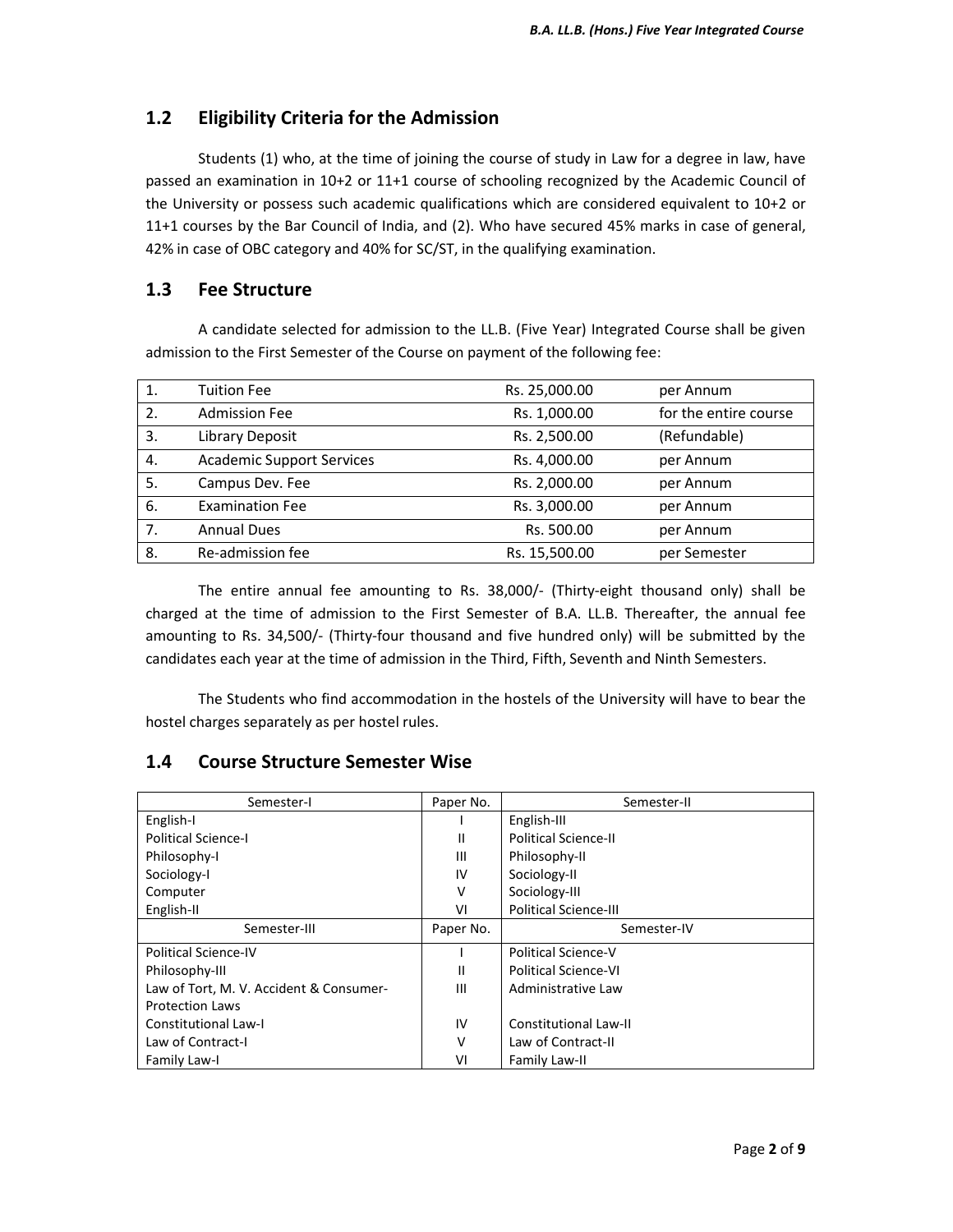## 1.2 Eligibility Criteria for the Admission

Students (1) who, at the time of joining the course of study in Law for a degree in law, have passed an examination in 10+2 or 11+1 course of schooling recognized by the Academic Council of the University or possess such academic qualifications which are considered equivalent to 10+2 or 11+1 courses by the Bar Council of India, and (2). Who have secured 45% marks in case of general, 42% in case of OBC category and 40% for SC/ST, in the qualifying examination.

## 1.3 Fee Structure

A candidate selected for admission to the LL.B. (Five Year) Integrated Course shall be given admission to the First Semester of the Course on payment of the following fee:

| | | | |
|---|---|---|---|
| 1. | Tuition Fee | Rs. 25,000.00 | per Annum |
| 2. | Admission Fee | Rs. 1,000.00 | for the entire course |
| 3. | Library Deposit | Rs. 2,500.00 | (Refundable) |
| 4. | Academic Support Services | Rs. 4,000.00 | per Annum |
| 5. | Campus Dev. Fee | Rs. 2,000.00 | per Annum |
| 6. | Examination Fee | Rs. 3,000.00 | per Annum |
| 7. | Annual Dues | Rs. 500.00 | per Annum |
| 8. | Re-admission fee | Rs. 15,500.00 | per Semester |

The entire annual fee amounting to Rs. 38,000/- (Thirty-eight thousand only) shall be charged at the time of admission to the First Semester of B.A. LL.B. Thereafter, the annual fee amounting to Rs. 34,500/- (Thirty-four thousand and five hundred only) will be submitted by the candidates each year at the time of admission in the Third, Fifth, Seventh and Ninth Semesters.

The Students who find accommodation in the hostels of the University will have to bear the hostel charges separately as per hostel rules.

## 1.4 Course Structure Semester Wise

| Semester-I | Paper No. | Semester-II |
|---|---|---|
| English-I | I | English-III |
| Political Science-I | II | Political Science-II |
| Philosophy-I | III | Philosophy-II |
| Sociology-I | IV | Sociology-II |
| Computer | V | Sociology-III |
| English-II | VI | Political Science-III |
| **Semester-III** | **Paper No.** | **Semester-IV** |
| Political Science-IV | I | Political Science-V |
| Philosophy-III | II | Political Science-VI |
| Law of Tort, M. V. Accident & Consumer-Protection Laws | III | Administrative Law |
| Constitutional Law-I | IV | Constitutional Law-II |
| Law of Contract-I | V | Law of Contract-II |
| Family Law-I | VI | Family Law-II |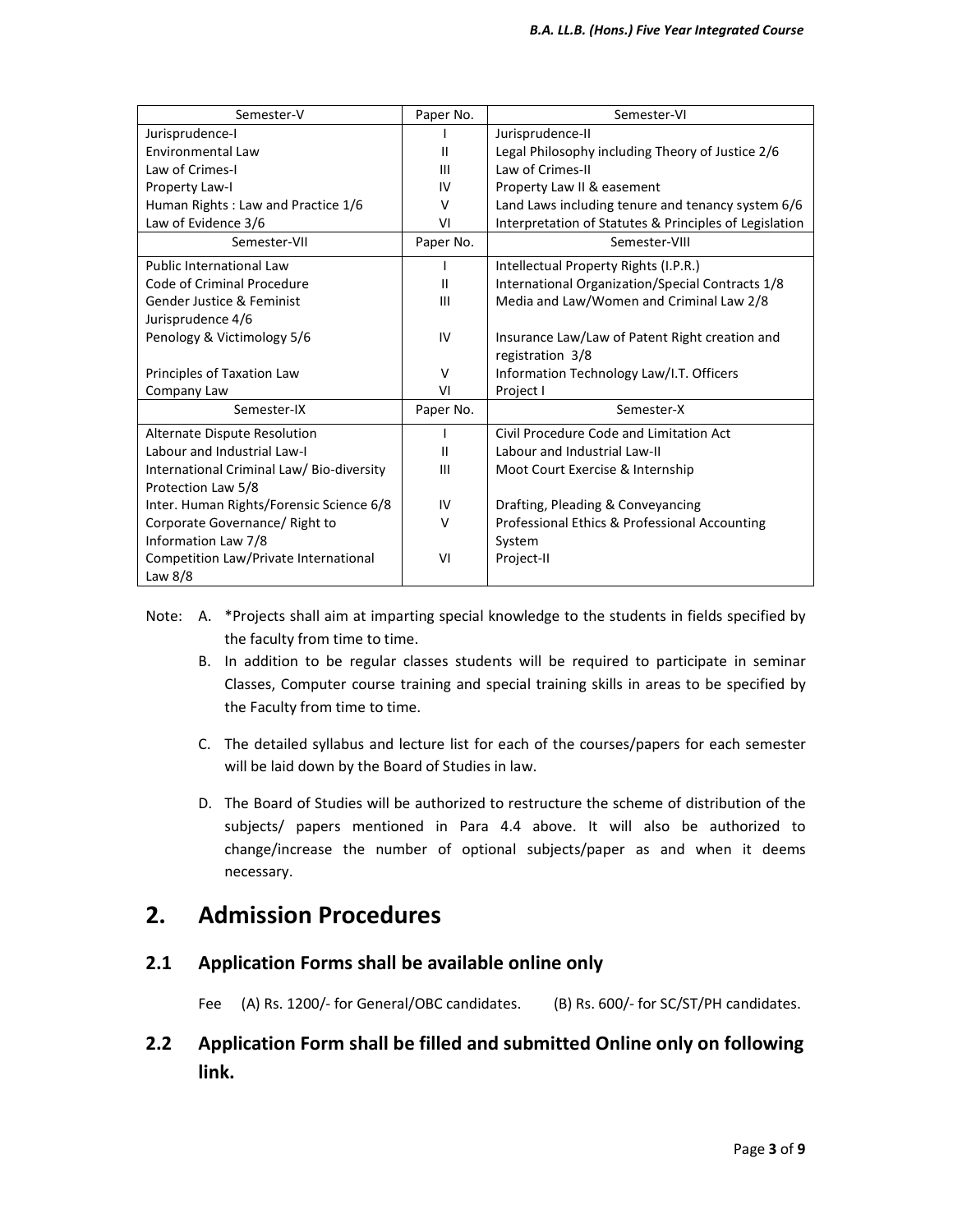| Semester-V | Paper No. | Semester-VI |
|---|---|---|
| Jurisprudence-I | I | Jurisprudence-II |
| Environmental Law | II | Legal Philosophy including Theory of Justice 2/6 |
| Law of Crimes-I | III | Law of Crimes-II |
| Property Law-I | IV | Property Law II & easement |
| Human Rights : Law and Practice 1/6 | V | Land Laws including tenure and tenancy system 6/6 |
| Law of Evidence 3/6 | VI | Interpretation of Statutes & Principles of Legislation |
| **Semester-VII** | **Paper No.** | **Semester-VIII** |
| Public International Law | I | Intellectual Property Rights (I.P.R.) |
| Code of Criminal Procedure | II | International Organization/Special Contracts 1/8 |
| Gender Justice & Feminist Jurisprudence 4/6 | III | Media and Law/Women and Criminal Law 2/8 |
| Penology & Victimology 5/6 | IV | Insurance Law/Law of Patent Right creation and registration 3/8 |
| Principles of Taxation Law | V | Information Technology Law/I.T. Officers |
| Company Law | VI | Project I |
| **Semester-IX** | **Paper No.** | **Semester-X** |
| Alternate Dispute Resolution | I | Civil Procedure Code and Limitation Act |
| Labour and Industrial Law-I | II | Labour and Industrial Law-II |
| International Criminal Law/ Bio-diversity Protection Law 5/8 | III | Moot Court Exercise & Internship |
| Inter. Human Rights/Forensic Science 6/8 | IV | Drafting, Pleading & Conveyancing |
| Corporate Governance/ Right to Information Law 7/8 | V | Professional Ethics & Professional Accounting System |
| Competition Law/Private International Law 8/8 | VI | Project-II |

Note:

A. *Projects shall aim at imparting special knowledge to the students in fields specified by the faculty from time to time.

B. In addition to be regular classes students will be required to participate in seminar Classes, Computer course training and special training skills in areas to be specified by the Faculty from time to time.

C. The detailed syllabus and lecture list for each of the courses/papers for each semester will be laid down by the Board of Studies in law.

D. The Board of Studies will be authorized to restructure the scheme of distribution of the subjects/ papers mentioned in Para 4.4 above. It will also be authorized to change/increase the number of optional subjects/paper as and when it deems necessary.

# 2. Admission Procedures

## 2.1 Application Forms shall be available online only

Fee (A) Rs. 1200/- for General/OBC candidates. (B) Rs. 600/- for SC/ST/PH candidates.

## 2.2 Application Form shall be filled and submitted Online only on following link.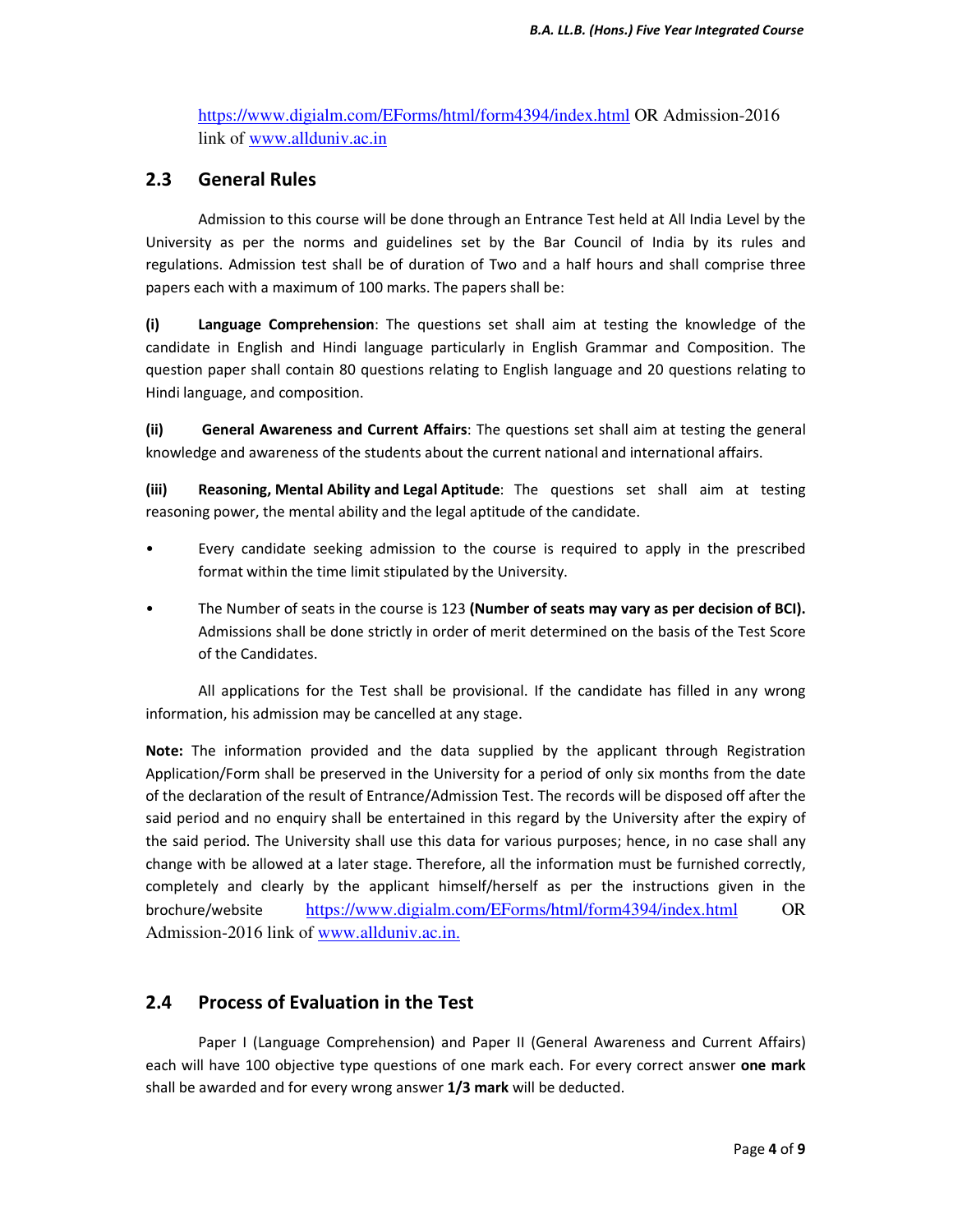https://www.digialm.com/EForms/html/form4394/index.html OR Admission-2016 link of www.allduniv.ac.in

## 2.3 General Rules

Admission to this course will be done through an Entrance Test held at All India Level by the University as per the norms and guidelines set by the Bar Council of India by its rules and regulations. Admission test shall be of duration of Two and a half hours and shall comprise three papers each with a maximum of 100 marks. The papers shall be:

**(i) Language Comprehension**: The questions set shall aim at testing the knowledge of the candidate in English and Hindi language particularly in English Grammar and Composition. The question paper shall contain 80 questions relating to English language and 20 questions relating to Hindi language, and composition.

**(ii) General Awareness and Current Affairs**: The questions set shall aim at testing the general knowledge and awareness of the students about the current national and international affairs.

**(iii) Reasoning, Mental Ability and Legal Aptitude**: The questions set shall aim at testing reasoning power, the mental ability and the legal aptitude of the candidate.

- Every candidate seeking admission to the course is required to apply in the prescribed format within the time limit stipulated by the University.
- The Number of seats in the course is 123 **(Number of seats may vary as per decision of BCI).** Admissions shall be done strictly in order of merit determined on the basis of the Test Score of the Candidates.

All applications for the Test shall be provisional. If the candidate has filled in any wrong information, his admission may be cancelled at any stage.

**Note:** The information provided and the data supplied by the applicant through Registration Application/Form shall be preserved in the University for a period of only six months from the date of the declaration of the result of Entrance/Admission Test. The records will be disposed off after the said period and no enquiry shall be entertained in this regard by the University after the expiry of the said period. The University shall use this data for various purposes; hence, in no case shall any change with be allowed at a later stage. Therefore, all the information must be furnished correctly, completely and clearly by the applicant himself/herself as per the instructions given in the brochure/website https://www.digialm.com/EForms/html/form4394/index.html OR Admission-2016 link of www.allduniv.ac.in.

## 2.4 Process of Evaluation in the Test

Paper I (Language Comprehension) and Paper II (General Awareness and Current Affairs) each will have 100 objective type questions of one mark each. For every correct answer **one mark** shall be awarded and for every wrong answer **1/3 mark** will be deducted.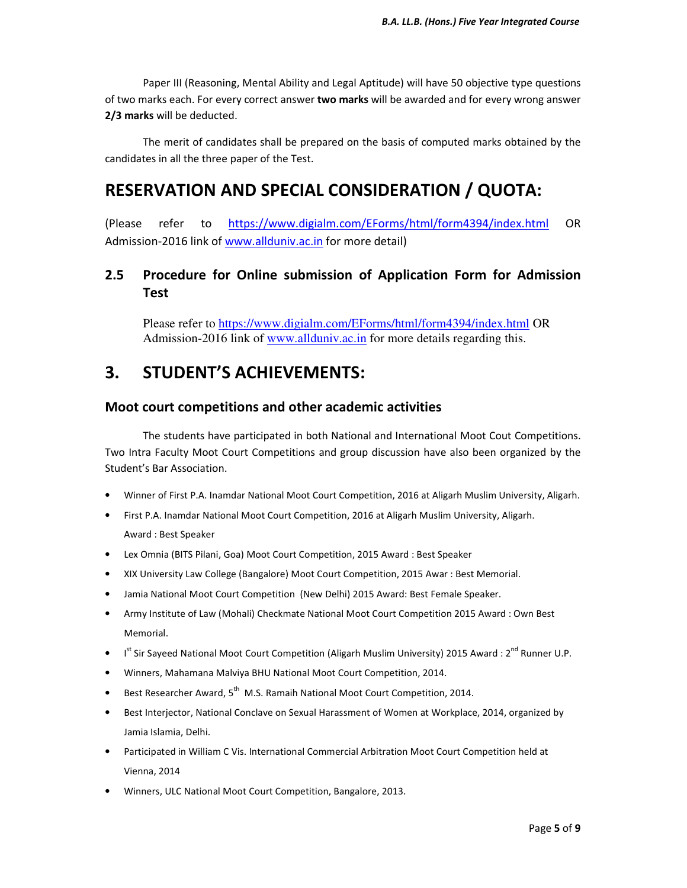Paper III (Reasoning, Mental Ability and Legal Aptitude) will have 50 objective type questions of two marks each. For every correct answer **two marks** will be awarded and for every wrong answer **2/3 marks** will be deducted.

The merit of candidates shall be prepared on the basis of computed marks obtained by the candidates in all the three paper of the Test.

# RESERVATION AND SPECIAL CONSIDERATION / QUOTA:

(Please refer to https://www.digialm.com/EForms/html/form4394/index.html OR Admission-2016 link of www.allduniv.ac.in for more detail)

## 2.5 Procedure for Online submission of Application Form for Admission Test

Please refer to https://www.digialm.com/EForms/html/form4394/index.html OR Admission-2016 link of www.allduniv.ac.in for more details regarding this.

# 3. STUDENT'S ACHIEVEMENTS:

### Moot court competitions and other academic activities

The students have participated in both National and International Moot Cout Competitions. Two Intra Faculty Moot Court Competitions and group discussion have also been organized by the Student's Bar Association.

- Winner of First P.A. Inamdar National Moot Court Competition, 2016 at Aligarh Muslim University, Aligarh.
- First P.A. Inamdar National Moot Court Competition, 2016 at Aligarh Muslim University, Aligarh. Award : Best Speaker
- Lex Omnia (BITS Pilani, Goa) Moot Court Competition, 2015 Award : Best Speaker
- XIX University Law College (Bangalore) Moot Court Competition, 2015 Awar : Best Memorial.
- Jamia National Moot Court Competition (New Delhi) 2015 Award: Best Female Speaker.
- Army Institute of Law (Mohali) Checkmate National Moot Court Competition 2015 Award : Own Best Memorial.
- I$^{st}$ Sir Sayeed National Moot Court Competition (Aligarh Muslim University) 2015 Award : 2$^{nd}$ Runner U.P.
- Winners, Mahamana Malviya BHU National Moot Court Competition, 2014.
- Best Researcher Award, 5$^{th}$ M.S. Ramaih National Moot Court Competition, 2014.
- Best Interjector, National Conclave on Sexual Harassment of Women at Workplace, 2014, organized by Jamia Islamia, Delhi.
- Participated in William C Vis. International Commercial Arbitration Moot Court Competition held at Vienna, 2014
- Winners, ULC National Moot Court Competition, Bangalore, 2013.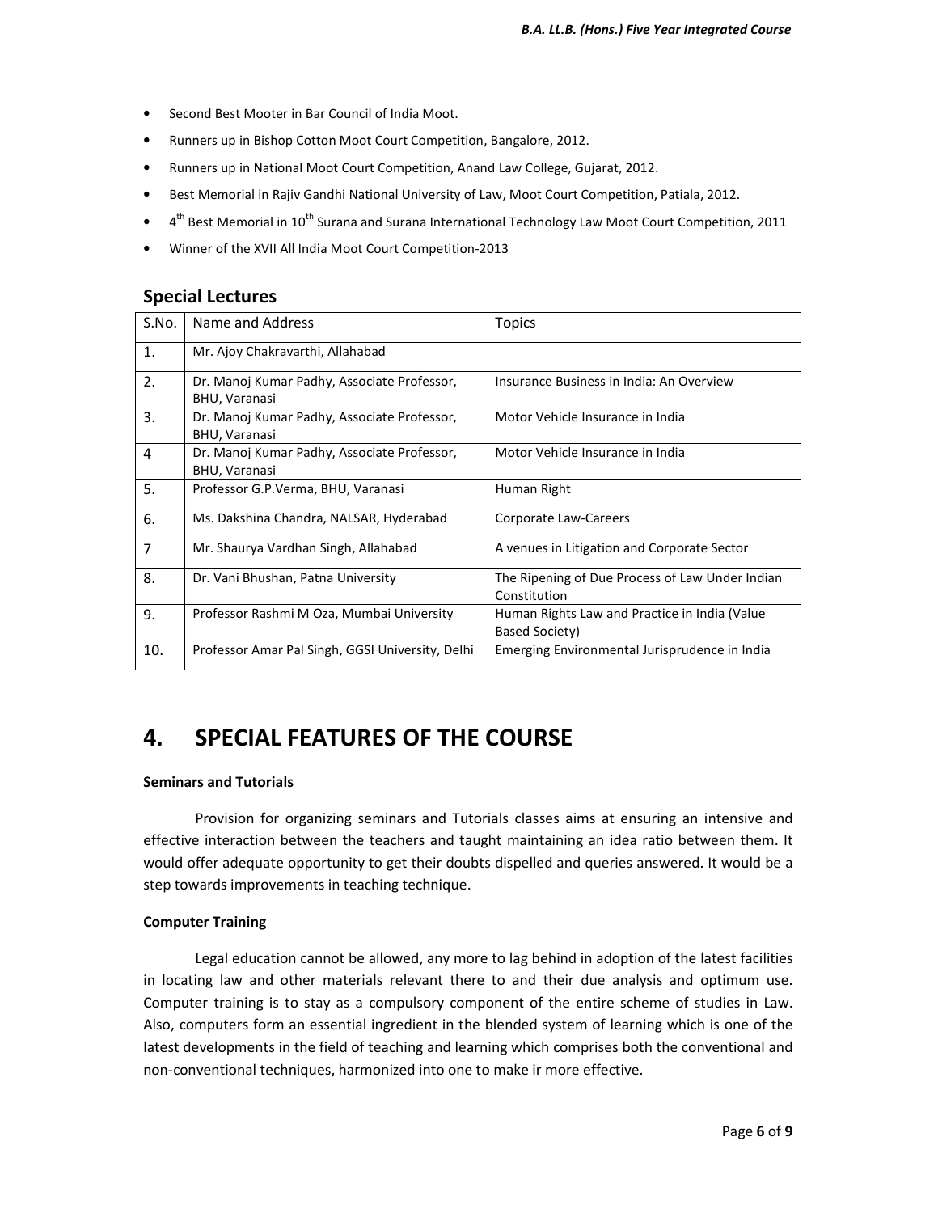- Second Best Mooter in Bar Council of India Moot.
- Runners up in Bishop Cotton Moot Court Competition, Bangalore, 2012.
- Runners up in National Moot Court Competition, Anand Law College, Gujarat, 2012.
- Best Memorial in Rajiv Gandhi National University of Law, Moot Court Competition, Patiala, 2012.
- 4th Best Memorial in 10th Surana and Surana International Technology Law Moot Court Competition, 2011
- Winner of the XVII All India Moot Court Competition-2013

## Special Lectures

| S.No. | Name and Address | Topics |
|---|---|---|
| 1. | Mr. Ajoy Chakravarthi, Allahabad | |
| 2. | Dr. Manoj Kumar Padhy, Associate Professor, BHU, Varanasi | Insurance Business in India: An Overview |
| 3. | Dr. Manoj Kumar Padhy, Associate Professor, BHU, Varanasi | Motor Vehicle Insurance in India |
| 4 | Dr. Manoj Kumar Padhy, Associate Professor, BHU, Varanasi | Motor Vehicle Insurance in India |
| 5. | Professor G.P.Verma, BHU, Varanasi | Human Right |
| 6. | Ms. Dakshina Chandra, NALSAR, Hyderabad | Corporate Law-Careers |
| 7 | Mr. Shaurya Vardhan Singh, Allahabad | A venues in Litigation and Corporate Sector |
| 8. | Dr. Vani Bhushan, Patna University | The Ripening of Due Process of Law Under Indian Constitution |
| 9. | Professor Rashmi M Oza, Mumbai University | Human Rights Law and Practice in India (Value Based Society) |
| 10. | Professor Amar Pal Singh, GGSI University, Delhi | Emerging Environmental Jurisprudence in India |

# 4. SPECIAL FEATURES OF THE COURSE

**Seminars and Tutorials**

Provision for organizing seminars and Tutorials classes aims at ensuring an intensive and effective interaction between the teachers and taught maintaining an idea ratio between them. It would offer adequate opportunity to get their doubts dispelled and queries answered. It would be a step towards improvements in teaching technique.

**Computer Training**

Legal education cannot be allowed, any more to lag behind in adoption of the latest facilities in locating law and other materials relevant there to and their due analysis and optimum use. Computer training is to stay as a compulsory component of the entire scheme of studies in Law. Also, computers form an essential ingredient in the blended system of learning which is one of the latest developments in the field of teaching and learning which comprises both the conventional and non-conventional techniques, harmonized into one to make ir more effective.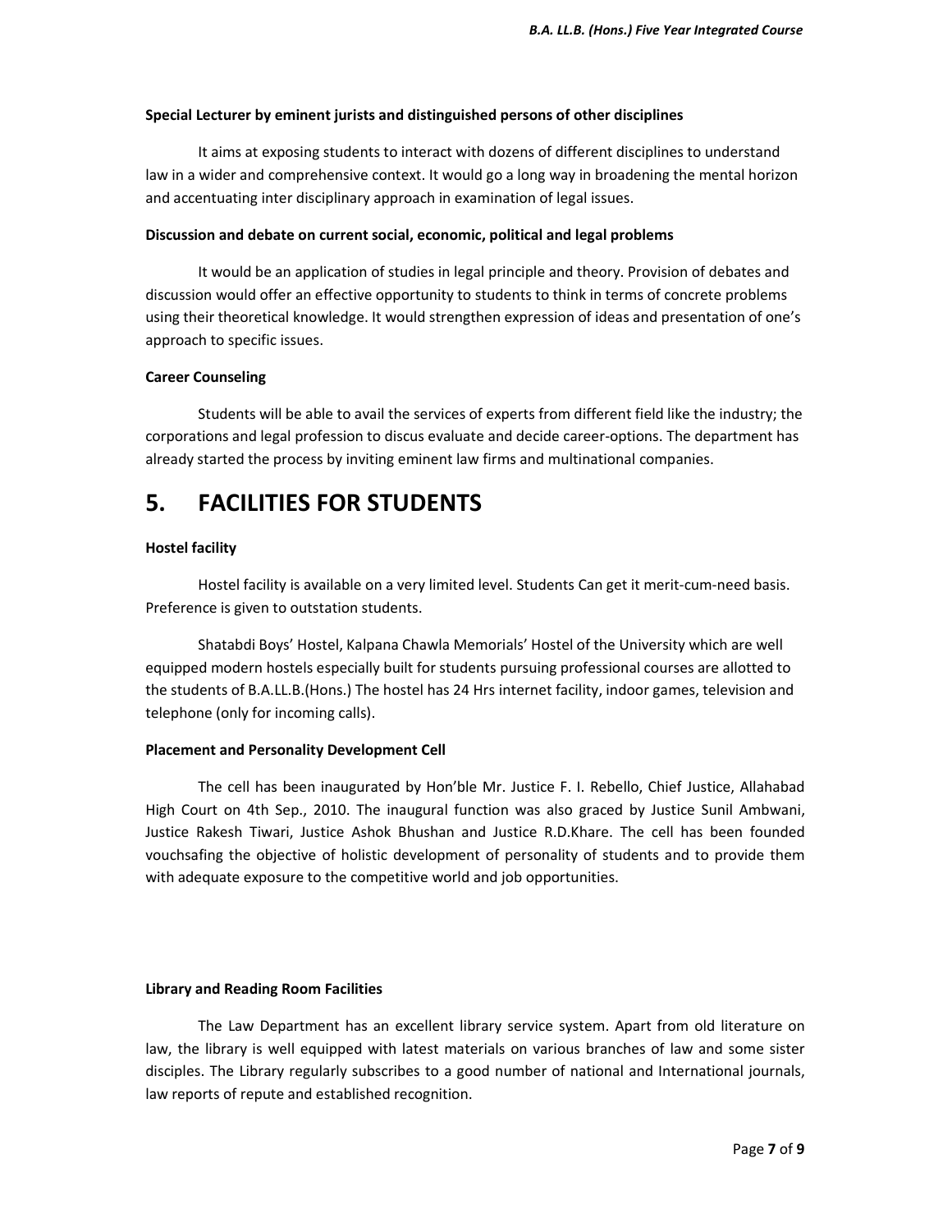**Special Lecturer by eminent jurists and distinguished persons of other disciplines**

It aims at exposing students to interact with dozens of different disciplines to understand law in a wider and comprehensive context. It would go a long way in broadening the mental horizon and accentuating inter disciplinary approach in examination of legal issues.

**Discussion and debate on current social, economic, political and legal problems**

It would be an application of studies in legal principle and theory. Provision of debates and discussion would offer an effective opportunity to students to think in terms of concrete problems using their theoretical knowledge. It would strengthen expression of ideas and presentation of one's approach to specific issues.

**Career Counseling**

Students will be able to avail the services of experts from different field like the industry; the corporations and legal profession to discus evaluate and decide career-options. The department has already started the process by inviting eminent law firms and multinational companies.

# 5. FACILITIES FOR STUDENTS

**Hostel facility**

Hostel facility is available on a very limited level. Students Can get it merit-cum-need basis. Preference is given to outstation students.

Shatabdi Boys' Hostel, Kalpana Chawla Memorials' Hostel of the University which are well equipped modern hostels especially built for students pursuing professional courses are allotted to the students of B.A.LL.B.(Hons.) The hostel has 24 Hrs internet facility, indoor games, television and telephone (only for incoming calls).

**Placement and Personality Development Cell**

The cell has been inaugurated by Hon'ble Mr. Justice F. I. Rebello, Chief Justice, Allahabad High Court on 4th Sep., 2010. The inaugural function was also graced by Justice Sunil Ambwani, Justice Rakesh Tiwari, Justice Ashok Bhushan and Justice R.D.Khare. The cell has been founded vouchsafing the objective of holistic development of personality of students and to provide them with adequate exposure to the competitive world and job opportunities.

**Library and Reading Room Facilities**

The Law Department has an excellent library service system. Apart from old literature on law, the library is well equipped with latest materials on various branches of law and some sister disciples. The Library regularly subscribes to a good number of national and International journals, law reports of repute and established recognition.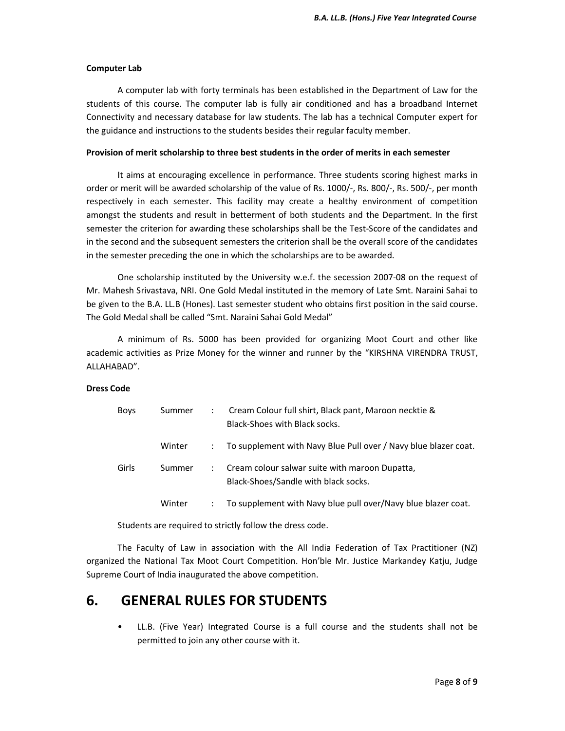**Computer Lab**

A computer lab with forty terminals has been established in the Department of Law for the students of this course. The computer lab is fully air conditioned and has a broadband Internet Connectivity and necessary database for law students. The lab has a technical Computer expert for the guidance and instructions to the students besides their regular faculty member.

**Provision of merit scholarship to three best students in the order of merits in each semester**

It aims at encouraging excellence in performance. Three students scoring highest marks in order or merit will be awarded scholarship of the value of Rs. 1000/-, Rs. 800/-, Rs. 500/-, per month respectively in each semester. This facility may create a healthy environment of competition amongst the students and result in betterment of both students and the Department. In the first semester the criterion for awarding these scholarships shall be the Test-Score of the candidates and in the second and the subsequent semesters the criterion shall be the overall score of the candidates in the semester preceding the one in which the scholarships are to be awarded.

One scholarship instituted by the University w.e.f. the secession 2007-08 on the request of Mr. Mahesh Srivastava, NRI. One Gold Medal instituted in the memory of Late Smt. Naraini Sahai to be given to the B.A. LL.B (Hones). Last semester student who obtains first position in the said course. The Gold Medal shall be called "Smt. Naraini Sahai Gold Medal"

A minimum of Rs. 5000 has been provided for organizing Moot Court and other like academic activities as Prize Money for the winner and runner by the "KIRSHNA VIRENDRA TRUST, ALLAHABAD".

**Dress Code**

| | | | |
|---|---|---|---|
| Boys | Summer | : | Cream Colour full shirt, Black pant, Maroon necktie & Black-Shoes with Black socks. |
| | Winter | : | To supplement with Navy Blue Pull over / Navy blue blazer coat. |
| Girls | Summer | : | Cream colour salwar suite with maroon Dupatta, Black-Shoes/Sandle with black socks. |
| | Winter | : | To supplement with Navy blue pull over/Navy blue blazer coat. |

Students are required to strictly follow the dress code.

The Faculty of Law in association with the All India Federation of Tax Practitioner (NZ) organized the National Tax Moot Court Competition. Hon'ble Mr. Justice Markandey Katju, Judge Supreme Court of India inaugurated the above competition.

# 6. GENERAL RULES FOR STUDENTS

- LL.B. (Five Year) Integrated Course is a full course and the students shall not be permitted to join any other course with it.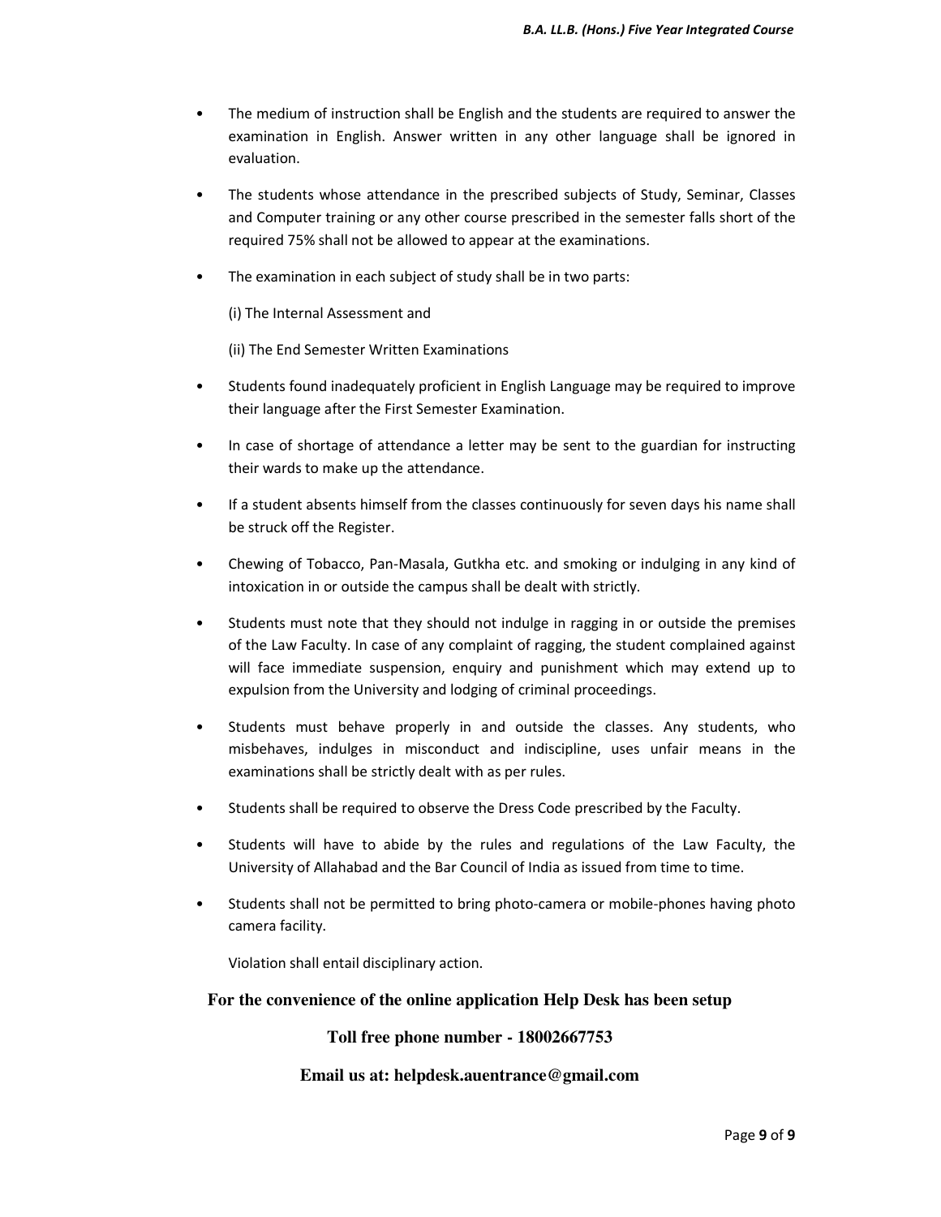- The medium of instruction shall be English and the students are required to answer the examination in English. Answer written in any other language shall be ignored in evaluation.
- The students whose attendance in the prescribed subjects of Study, Seminar, Classes and Computer training or any other course prescribed in the semester falls short of the required 75% shall not be allowed to appear at the examinations.
- The examination in each subject of study shall be in two parts:

  (i) The Internal Assessment and

  (ii) The End Semester Written Examinations
- Students found inadequately proficient in English Language may be required to improve their language after the First Semester Examination.
- In case of shortage of attendance a letter may be sent to the guardian for instructing their wards to make up the attendance.
- If a student absents himself from the classes continuously for seven days his name shall be struck off the Register.
- Chewing of Tobacco, Pan-Masala, Gutkha etc. and smoking or indulging in any kind of intoxication in or outside the campus shall be dealt with strictly.
- Students must note that they should not indulge in ragging in or outside the premises of the Law Faculty. In case of any complaint of ragging, the student complained against will face immediate suspension, enquiry and punishment which may extend up to expulsion from the University and lodging of criminal proceedings.
- Students must behave properly in and outside the classes. Any students, who misbehaves, indulges in misconduct and indiscipline, uses unfair means in the examinations shall be strictly dealt with as per rules.
- Students shall be required to observe the Dress Code prescribed by the Faculty.
- Students will have to abide by the rules and regulations of the Law Faculty, the University of Allahabad and the Bar Council of India as issued from time to time.
- Students shall not be permitted to bring photo-camera or mobile-phones having photo camera facility.

  Violation shall entail disciplinary action.

**For the convenience of the online application Help Desk has been setup**

**Toll free phone number - 18002667753**

**Email us at: helpdesk.auentrance@gmail.com**